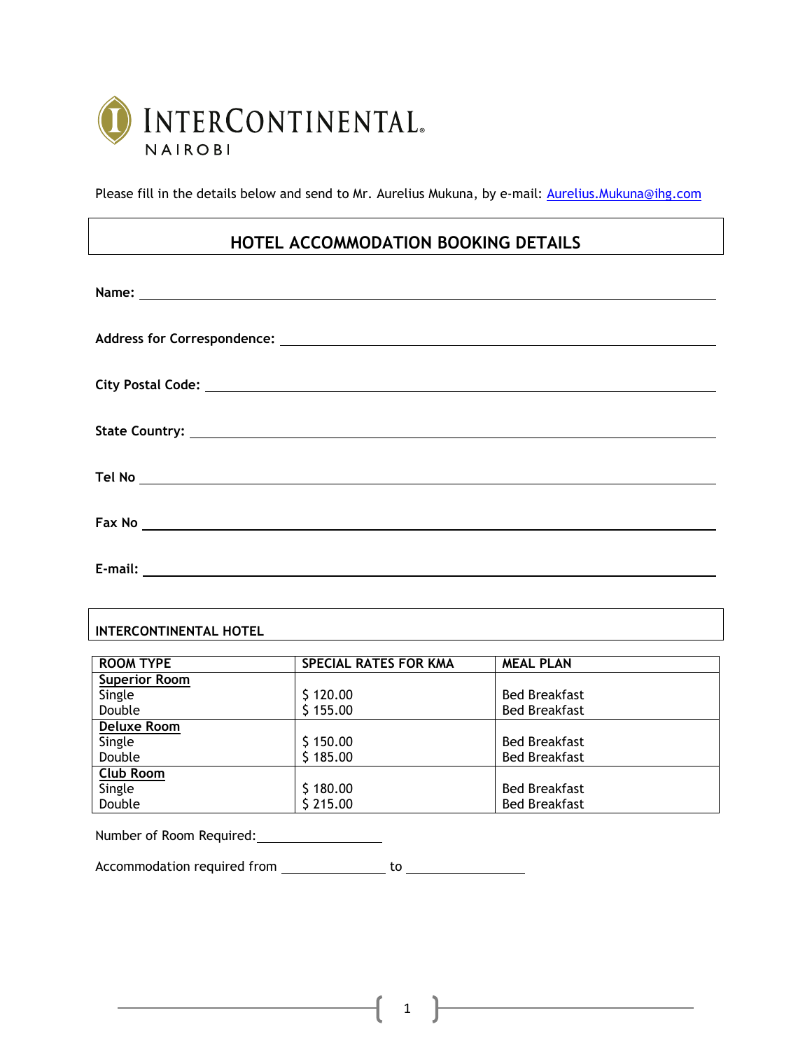INTERCONTINENTAL NAIROBI

Please fill in the details below and send to Mr. Aurelius Mukuna, by e-mail: Aurelius.Mukuna@ihg.com

## HOTEL ACCOMMODATION BOOKING DETAILS

**Name:** ______________________________

**Address for Correspondence:** ______________________________

**City Postal Code:** ______________________________

**State Country:** ______________________________

**Tel No** ______________________________

**Fax No** ______________________________

**E-mail:** ______________________________

**INTERCONTINENTAL HOTEL**

| ROOM TYPE | SPECIAL RATES FOR KMA | MEAL PLAN |
|---|---|---|
| **Superior Room** | | |
| Single | $ 120.00 | Bed Breakfast |
| Double | $ 155.00 | Bed Breakfast |
| **Deluxe Room** | | |
| Single | $ 150.00 | Bed Breakfast |
| Double | $ 185.00 | Bed Breakfast |
| **Club Room** | | |
| Single | $ 180.00 | Bed Breakfast |
| Double | $ 215.00 | Bed Breakfast |

Number of Room Required: ____________

Accommodation required from ____________ to ____________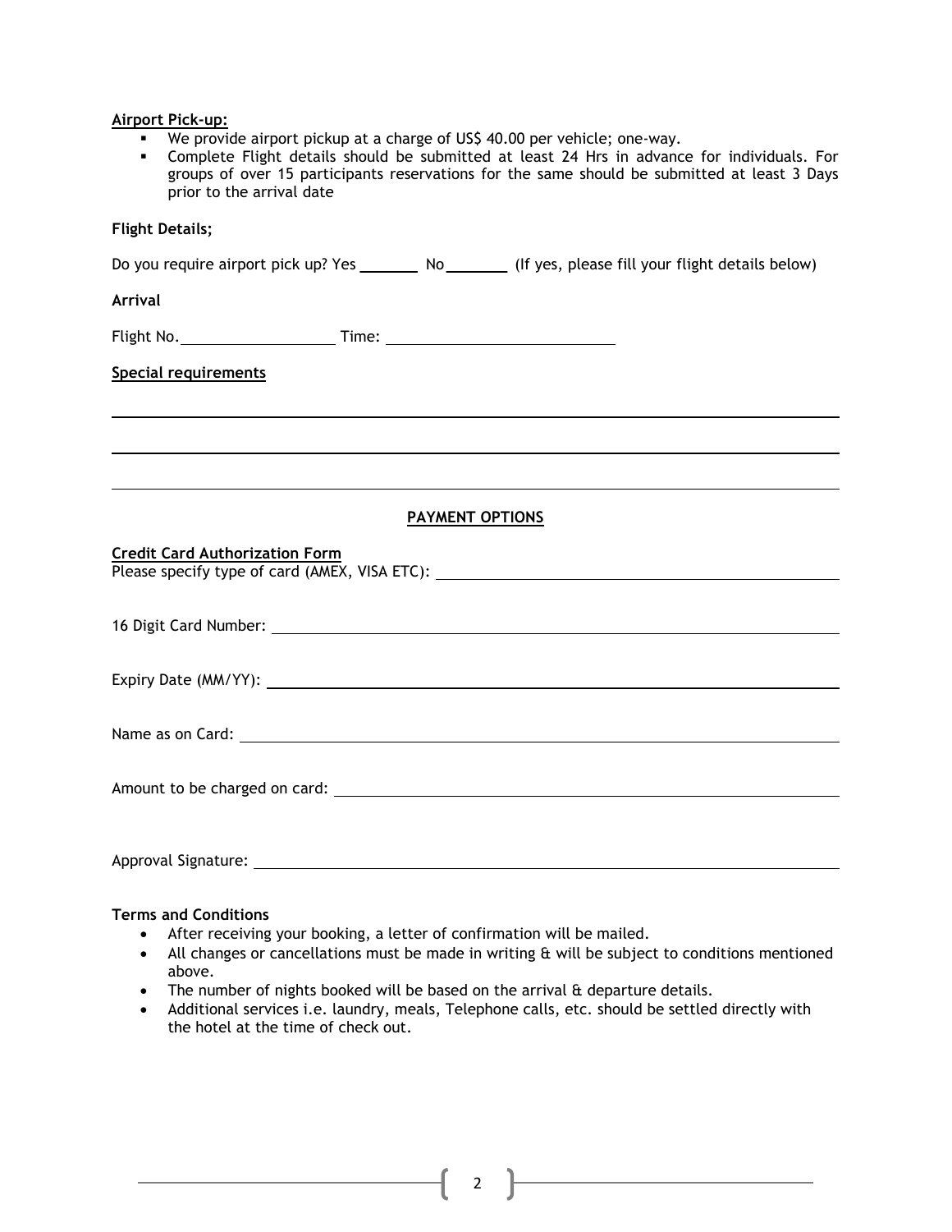**Airport Pick-up:**

- We provide airport pickup at a charge of US$ 40.00 per vehicle; one-way.
- Complete Flight details should be submitted at least 24 Hrs in advance for individuals. For groups of over 15 participants reservations for the same should be submitted at least 3 Days prior to the arrival date

**Flight Details;**

Do you require airport pick up? Yes ________ No ________ (If yes, please fill your flight details below)

**Arrival**

Flight No. ____________________ Time: ____________________________

**Special requirements**

______________________________________________________________________________

______________________________________________________________________________

______________________________________________________________________________

## PAYMENT OPTIONS

**Credit Card Authorization Form**

Please specify type of card (AMEX, VISA ETC): ________________________________________________

16 Digit Card Number: ______________________________________________________________

Expiry Date (MM/YY): ______________________________________________________________

Name as on Card: __________________________________________________________________

Amount to be charged on card: ______________________________________________________

Approval Signature: ________________________________________________________________

**Terms and Conditions**

- After receiving your booking, a letter of confirmation will be mailed.
- All changes or cancellations must be made in writing & will be subject to conditions mentioned above.
- The number of nights booked will be based on the arrival & departure details.
- Additional services i.e. laundry, meals, Telephone calls, etc. should be settled directly with the hotel at the time of check out.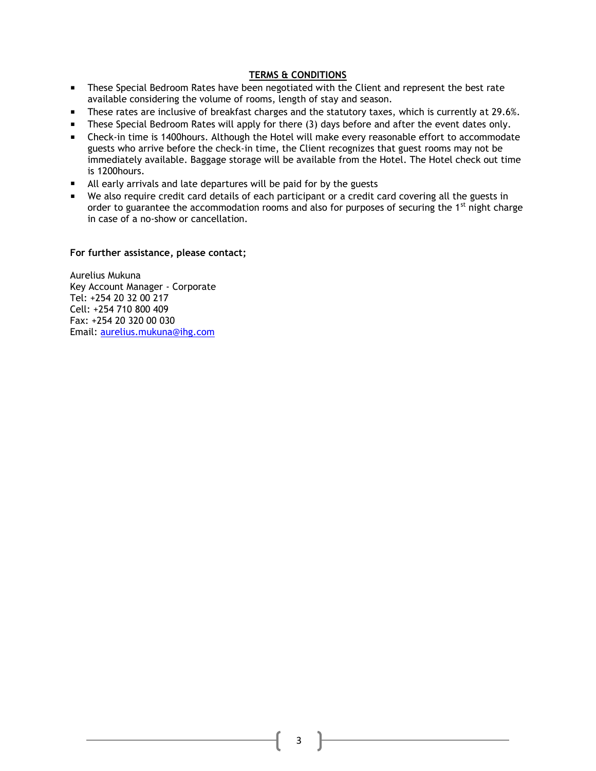## TERMS & CONDITIONS

- These Special Bedroom Rates have been negotiated with the Client and represent the best rate available considering the volume of rooms, length of stay and season.
- These rates are inclusive of breakfast charges and the statutory taxes, which is currently at 29.6%.
- These Special Bedroom Rates will apply for there (3) days before and after the event dates only.
- Check-in time is 1400hours. Although the Hotel will make every reasonable effort to accommodate guests who arrive before the check-in time, the Client recognizes that guest rooms may not be immediately available. Baggage storage will be available from the Hotel. The Hotel check out time is 1200hours.
- All early arrivals and late departures will be paid for by the guests
- We also require credit card details of each participant or a credit card covering all the guests in order to guarantee the accommodation rooms and also for purposes of securing the 1st night charge in case of a no-show or cancellation.

**For further assistance, please contact;**

Aurelius Mukuna  
Key Account Manager - Corporate  
Tel: +254 20 32 00 217  
Cell: +254 710 800 409  
Fax: +254 20 320 00 030  
Email: aurelius.mukuna@ihg.com